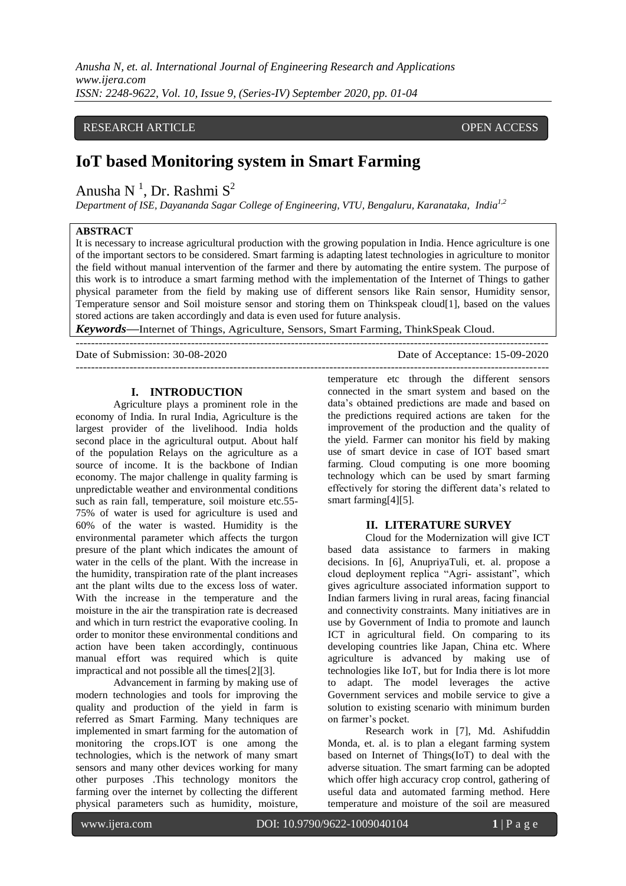RESEARCH ARTICLE OPEN ACCESS

# IoT based Monitoring system in Smart Farming

Anusha N [1], Dr. Rashmi S[2]

*Department of ISE, Dayananda Sagar College of Engineering, VTU, Bengaluru, Karanataka, India[1,2]*

## ABSTRACT

It is necessary to increase agricultural production with the growing population in India. Hence agriculture is one of the important sectors to be considered. Smart farming is adapting latest technologies in agriculture to monitor the field without manual intervention of the farmer and there by automating the entire system. The purpose of this work is to introduce a smart farming method with the implementation of the Internet of Things to gather physical parameter from the field by making use of different sensors like Rain sensor, Humidity sensor, Temperature sensor and Soil moisture sensor and storing them on Thinkspeak cloud[1], based on the values stored actions are taken accordingly and data is even used for future analysis.

***Keywords*—**Internet of Things, Agriculture, Sensors, Smart Farming, ThinkSpeak Cloud.

Date of Submission: 30-08-2020 Date of Acceptance: 15-09-2020

## I. INTRODUCTION

Agriculture plays a prominent role in the economy of India. In rural India, Agriculture is the largest provider of the livelihood. India holds second place in the agricultural output. About half of the population Relays on the agriculture as a source of income. It is the backbone of Indian economy. The major challenge in quality farming is unpredictable weather and environmental conditions such as rain fall, temperature, soil moisture etc.55-75% of water is used for agriculture is used and 60% of the water is wasted. Humidity is the environmental parameter which affects the turgon presure of the plant which indicates the amount of water in the cells of the plant. With the increase in the humidity, transpiration rate of the plant increases ant the plant wilts due to the excess loss of water. With the increase in the temperature and the moisture in the air the transpiration rate is decreased and which in turn restrict the evaporative cooling. In order to monitor these environmental conditions and action have been taken accordingly, continuous manual effort was required which is quite impractical and not possible all the times[2][3].

Advancement in farming by making use of modern technologies and tools for improving the quality and production of the yield in farm is referred as Smart Farming. Many techniques are implemented in smart farming for the automation of monitoring the crops.IOT is one among the technologies, which is the network of many smart sensors and many other devices working for many other purposes .This technology monitors the farming over the internet by collecting the different physical parameters such as humidity, moisture, temperature etc through the different sensors connected in the smart system and based on the data's obtained predictions are made and based on the predictions required actions are taken for the improvement of the production and the quality of the yield. Farmer can monitor his field by making use of smart device in case of IOT based smart farming. Cloud computing is one more booming technology which can be used by smart farming effectively for storing the different data's related to smart farming[4][5].

## II. LITERATURE SURVEY

Cloud for the Modernization will give ICT based data assistance to farmers in making decisions. In [6], AnupriyaTuli, et. al. propose a cloud deployment replica "Agri- assistant", which gives agriculture associated information support to Indian farmers living in rural areas, facing financial and connectivity constraints. Many initiatives are in use by Government of India to promote and launch ICT in agricultural field. On comparing to its developing countries like Japan, China etc. Where agriculture is advanced by making use of technologies like IoT, but for India there is lot more to adapt. The model leverages the active Government services and mobile service to give a solution to existing scenario with minimum burden on farmer's pocket.

Research work in [7], Md. Ashifuddin Monda, et. al. is to plan a elegant farming system based on Internet of Things(IoT) to deal with the adverse situation. The smart farming can be adopted which offer high accuracy crop control, gathering of useful data and automated farming method. Here temperature and moisture of the soil are measured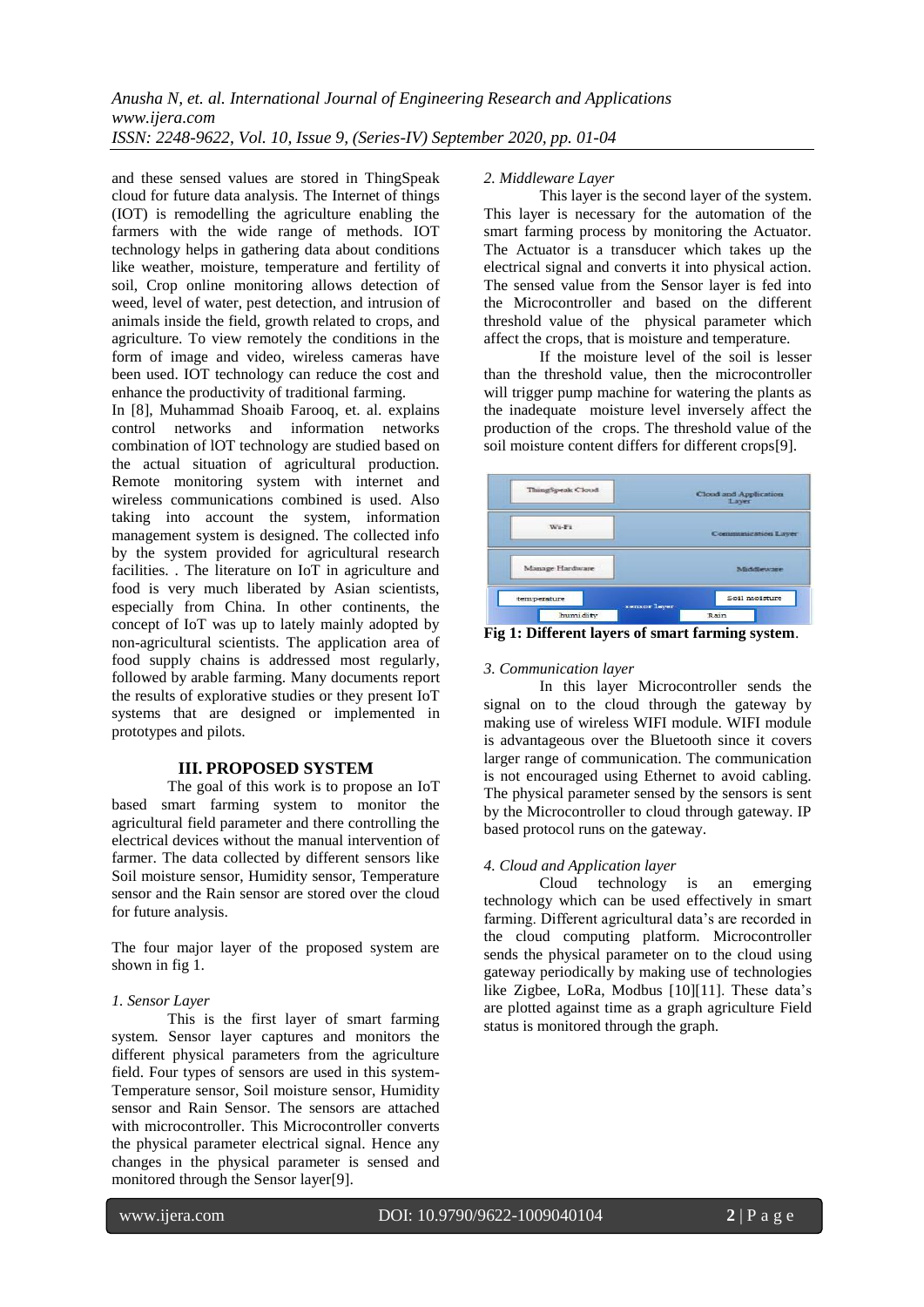and these sensed values are stored in ThingSpeak cloud for future data analysis. The Internet of things (IOT) is remodelling the agriculture enabling the farmers with the wide range of methods. IOT technology helps in gathering data about conditions like weather, moisture, temperature and fertility of soil, Crop online monitoring allows detection of weed, level of water, pest detection, and intrusion of animals inside the field, growth related to crops, and agriculture. To view remotely the conditions in the form of image and video, wireless cameras have been used. IOT technology can reduce the cost and enhance the productivity of traditional farming.

In [8], Muhammad Shoaib Farooq, et. al. explains control networks and information networks combination of IOT technology are studied based on the actual situation of agricultural production. Remote monitoring system with internet and wireless communications combined is used. Also taking into account the system, information management system is designed. The collected info by the system provided for agricultural research facilities. . The literature on IoT in agriculture and food is very much liberated by Asian scientists, especially from China. In other continents, the concept of IoT was up to lately mainly adopted by non-agricultural scientists. The application area of food supply chains is addressed most regularly, followed by arable farming. Many documents report the results of explorative studies or they present IoT systems that are designed or implemented in prototypes and pilots.

## III. PROPOSED SYSTEM

The goal of this work is to propose an IoT based smart farming system to monitor the agricultural field parameter and there controlling the electrical devices without the manual intervention of farmer. The data collected by different sensors like Soil moisture sensor, Humidity sensor, Temperature sensor and the Rain sensor are stored over the cloud for future analysis.

The four major layer of the proposed system are shown in fig 1.

*1. Sensor Layer*

This is the first layer of smart farming system. Sensor layer captures and monitors the different physical parameters from the agriculture field. Four types of sensors are used in this system- Temperature sensor, Soil moisture sensor, Humidity sensor and Rain Sensor. The sensors are attached with microcontroller. This Microcontroller converts the physical parameter electrical signal. Hence any changes in the physical parameter is sensed and monitored through the Sensor layer[9].

*2. Middleware Layer*

This layer is the second layer of the system. This layer is necessary for the automation of the smart farming process by monitoring the Actuator. The Actuator is a transducer which takes up the electrical signal and converts it into physical action. The sensed value from the Sensor layer is fed into the Microcontroller and based on the different threshold value of the physical parameter which affect the crops, that is moisture and temperature.

If the moisture level of the soil is lesser than the threshold value, then the microcontroller will trigger pump machine for watering the plants as the inadequate moisture level inversely affect the production of the crops. The threshold value of the soil moisture content differs for different crops[9].

| ThingSpeak Cloud | Cloud and Application Layer |
| --- | --- |
| Wi-Fi | Communication Layer |
| Manage Hardware | Middleware |
| temperature, humidity, Soil moisture, Rain | sensor layer |

**Fig 1: Different layers of smart farming system**.

*3. Communication layer*

In this layer Microcontroller sends the signal on to the cloud through the gateway by making use of wireless WIFI module. WIFI module is advantageous over the Bluetooth since it covers larger range of communication. The communication is not encouraged using Ethernet to avoid cabling. The physical parameter sensed by the sensors is sent by the Microcontroller to cloud through gateway. IP based protocol runs on the gateway.

*4. Cloud and Application layer*

Cloud technology is an emerging technology which can be used effectively in smart farming. Different agricultural data's are recorded in the cloud computing platform. Microcontroller sends the physical parameter on to the cloud using gateway periodically by making use of technologies like Zigbee, LoRa, Modbus [10][11]. These data's are plotted against time as a graph agriculture Field status is monitored through the graph.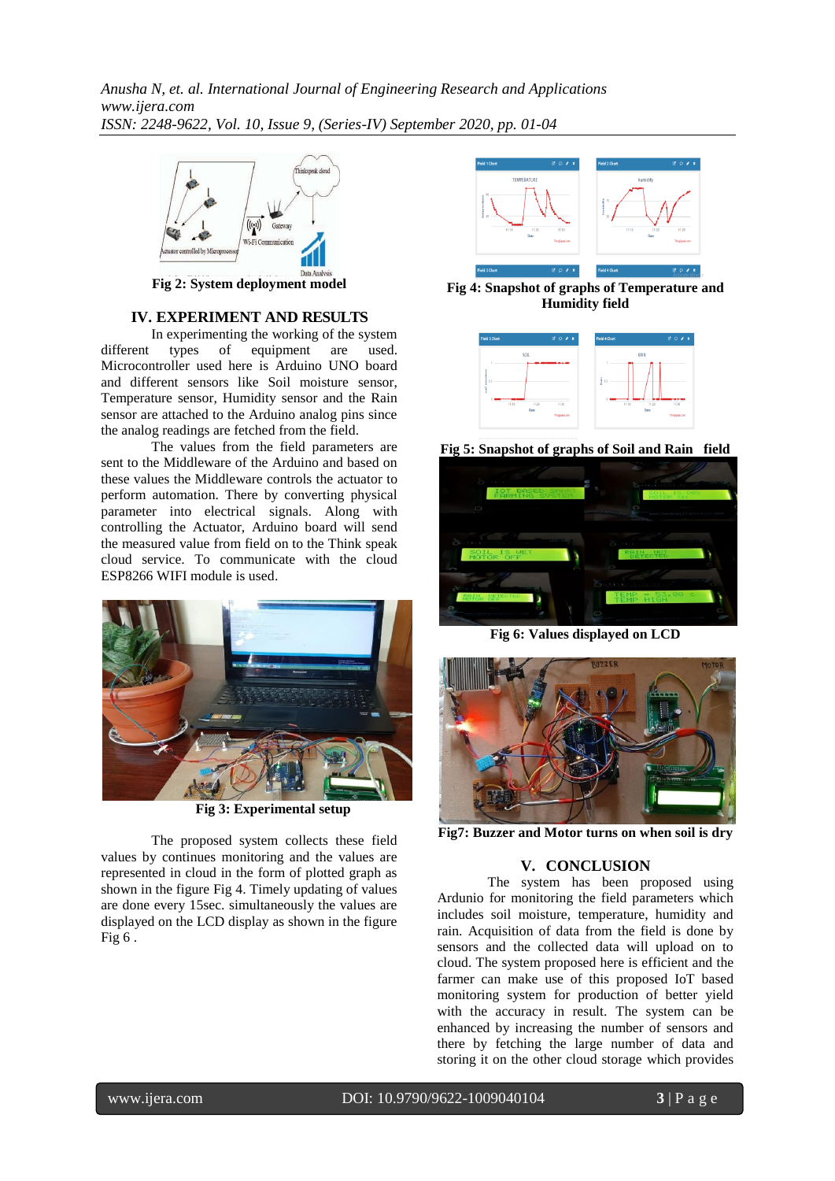Fig 2: System deployment model

## IV. EXPERIMENT AND RESULTS

In experimenting the working of the system different types of equipment are used. Microcontroller used here is Arduino UNO board and different sensors like Soil moisture sensor, Temperature sensor, Humidity sensor and the Rain sensor are attached to the Arduino analog pins since the analog readings are fetched from the field.

The values from the field parameters are sent to the Middleware of the Arduino and based on these values the Middleware controls the actuator to perform automation. There by converting physical parameter into electrical signals. Along with controlling the Actuator, Arduino board will send the measured value from field on to the Think speak cloud service. To communicate with the cloud ESP8266 WIFI module is used.

Fig 3: Experimental setup

The proposed system collects these field values by continues monitoring and the values are represented in cloud in the form of plotted graph as shown in the figure Fig 4. Timely updating of values are done every 15sec. simultaneously the values are displayed on the LCD display as shown in the figure Fig 6 .

Fig 4: Snapshot of graphs of Temperature and Humidity field

Fig 5: Snapshot of graphs of Soil and Rain field

Fig 6: Values displayed on LCD

Fig7: Buzzer and Motor turns on when soil is dry

## V. CONCLUSION

The system has been proposed using Ardunio for monitoring the field parameters which includes soil moisture, temperature, humidity and rain. Acquisition of data from the field is done by sensors and the collected data will upload on to cloud. The system proposed here is efficient and the farmer can make use of this proposed IoT based monitoring system for production of better yield with the accuracy in result. The system can be enhanced by increasing the number of sensors and there by fetching the large number of data and storing it on the other cloud storage which provides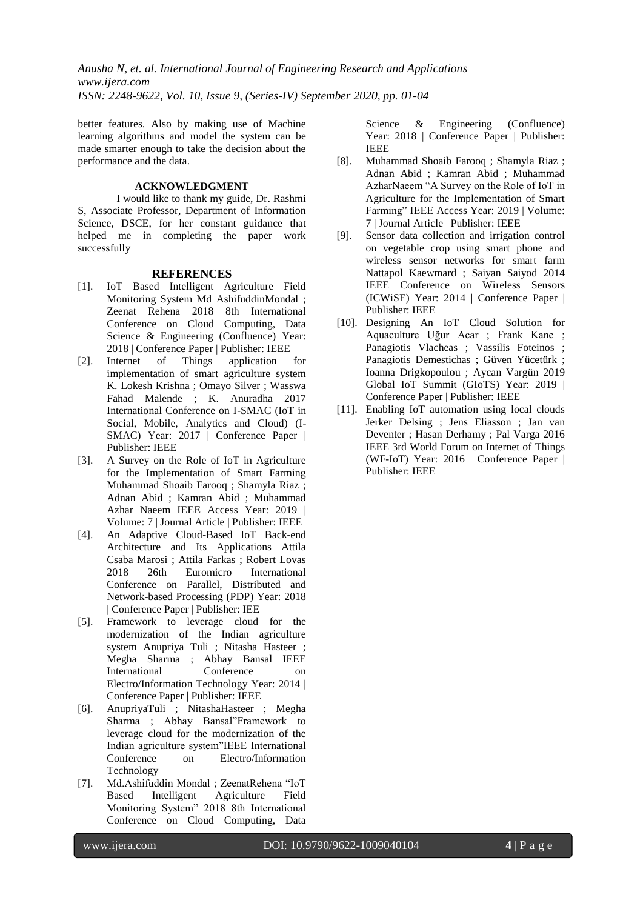better features. Also by making use of Machine learning algorithms and model the system can be made smarter enough to take the decision about the performance and the data.

## ACKNOWLEDGMENT

I would like to thank my guide, Dr. Rashmi S, Associate Professor, Department of Information Science, DSCE, for her constant guidance that helped me in completing the paper work successfully

## REFERENCES

- [1]. IoT Based Intelligent Agriculture Field Monitoring System Md AshifuddinMondal ; Zeenat Rehena 2018 8th International Conference on Cloud Computing, Data Science & Engineering (Confluence) Year: 2018 | Conference Paper | Publisher: IEEE
- [2]. Internet of Things application for implementation of smart agriculture system K. Lokesh Krishna ; Omayo Silver ; Wasswa Fahad Malende ; K. Anuradha 2017 International Conference on I-SMAC (IoT in Social, Mobile, Analytics and Cloud) (I-SMAC) Year: 2017 | Conference Paper | Publisher: IEEE
- [3]. A Survey on the Role of IoT in Agriculture for the Implementation of Smart Farming Muhammad Shoaib Farooq ; Shamyla Riaz ; Adnan Abid ; Kamran Abid ; Muhammad Azhar Naeem IEEE Access Year: 2019 | Volume: 7 | Journal Article | Publisher: IEEE
- [4]. An Adaptive Cloud-Based IoT Back-end Architecture and Its Applications Attila Csaba Marosi ; Attila Farkas ; Robert Lovas 2018 26th Euromicro International Conference on Parallel, Distributed and Network-based Processing (PDP) Year: 2018 | Conference Paper | Publisher: IEE
- [5]. Framework to leverage cloud for the modernization of the Indian agriculture system Anupriya Tuli ; Nitasha Hasteer ; Megha Sharma ; Abhay Bansal IEEE International Conference on Electro/Information Technology Year: 2014 | Conference Paper | Publisher: IEEE
- [6]. AnupriyaTuli ; NitashaHasteer ; Megha Sharma ; Abhay Bansal"Framework to leverage cloud for the modernization of the Indian agriculture system"IEEE International Conference on Electro/Information Technology
- [7]. Md.Ashifuddin Mondal ; ZeenatRehena "IoT Based Intelligent Agriculture Field Monitoring System" 2018 8th International Conference on Cloud Computing, Data Science & Engineering (Confluence) Year: 2018 | Conference Paper | Publisher: IEEE
- [8]. Muhammad Shoaib Farooq ; Shamyla Riaz ; Adnan Abid ; Kamran Abid ; Muhammad AzharNaeem "A Survey on the Role of IoT in Agriculture for the Implementation of Smart Farming" IEEE Access Year: 2019 | Volume: 7 | Journal Article | Publisher: IEEE
- [9]. Sensor data collection and irrigation control on vegetable crop using smart phone and wireless sensor networks for smart farm Nattapol Kaewmard ; Saiyan Saiyod 2014 IEEE Conference on Wireless Sensors (ICWiSE) Year: 2014 | Conference Paper | Publisher: IEEE
- [10]. Designing An IoT Cloud Solution for Aquaculture Uğur Acar ; Frank Kane ; Panagiotis Vlacheas ; Vassilis Foteinos ; Panagiotis Demestichas ; Güven Yücetürk ; Ioanna Drigkopoulou ; Aycan Vargün 2019 Global IoT Summit (GIoTS) Year: 2019 | Conference Paper | Publisher: IEEE
- [11]. Enabling IoT automation using local clouds Jerker Delsing ; Jens Eliasson ; Jan van Deventer ; Hasan Derhamy ; Pal Varga 2016 IEEE 3rd World Forum on Internet of Things (WF-IoT) Year: 2016 | Conference Paper | Publisher: IEEE